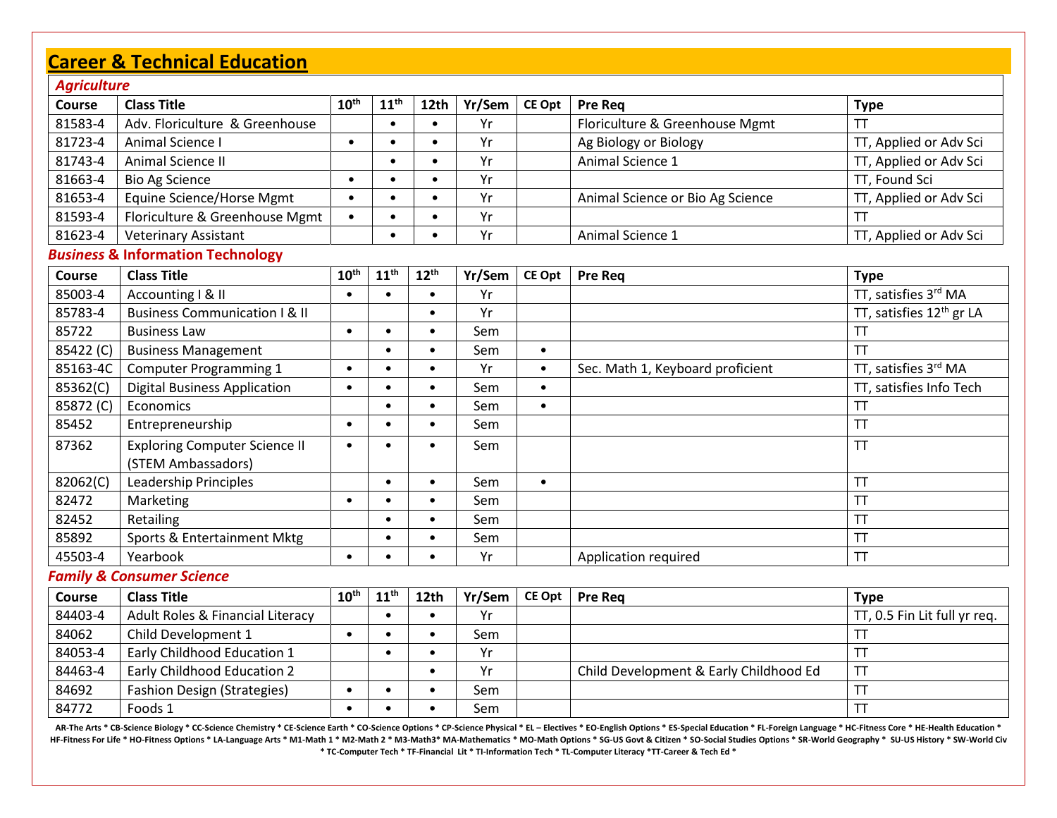# Career & Technical Education

## *Agriculture*

| Course | Class Title | 10th | 11th | 12th | Yr/Sem | CE Opt | Pre Req | Type |
|---|---|---|---|---|---|---|---|---|
| 81583-4 | Adv. Floriculture & Greenhouse | | • | • | Yr | | Floriculture & Greenhouse Mgmt | TT |
| 81723-4 | Animal Science I | • | • | • | Yr | | Ag Biology or Biology | TT, Applied or Adv Sci |
| 81743-4 | Animal Science II | | • | • | Yr | | Animal Science 1 | TT, Applied or Adv Sci |
| 81663-4 | Bio Ag Science | • | • | • | Yr | | | TT, Found Sci |
| 81653-4 | Equine Science/Horse Mgmt | • | • | • | Yr | | Animal Science or Bio Ag Science | TT, Applied or Adv Sci |
| 81593-4 | Floriculture & Greenhouse Mgmt | • | • | • | Yr | | | TT |
| 81623-4 | Veterinary Assistant | | • | • | Yr | | Animal Science 1 | TT, Applied or Adv Sci |

## *Business & Information Technology*

| Course | Class Title | 10th | 11th | 12th | Yr/Sem | CE Opt | Pre Req | Type |
|---|---|---|---|---|---|---|---|---|
| 85003-4 | Accounting I & II | • | • | • | Yr | | | TT, satisfies 3rd MA |
| 85783-4 | Business Communication I & II | | | • | Yr | | | TT, satisfies 12th gr LA |
| 85722 | Business Law | • | • | • | Sem | | | TT |
| 85422 (C) | Business Management | | • | • | Sem | • | | TT |
| 85163-4C | Computer Programming 1 | • | • | • | Yr | • | Sec. Math 1, Keyboard proficient | TT, satisfies 3rd MA |
| 85362(C) | Digital Business Application | • | • | • | Sem | • | | TT, satisfies Info Tech |
| 85872 (C) | Economics | | • | • | Sem | • | | TT |
| 85452 | Entrepreneurship | • | • | • | Sem | | | TT |
| 87362 | Exploring Computer Science II (STEM Ambassadors) | • | • | • | Sem | | | TT |
| 82062(C) | Leadership Principles | | • | • | Sem | • | | TT |
| 82472 | Marketing | • | • | • | Sem | | | TT |
| 82452 | Retailing | | • | • | Sem | | | TT |
| 85892 | Sports & Entertainment Mktg | | • | • | Sem | | | TT |
| 45503-4 | Yearbook | • | • | • | Yr | | Application required | TT |

## *Family & Consumer Science*

| Course | Class Title | 10th | 11th | 12th | Yr/Sem | CE Opt | Pre Req | Type |
|---|---|---|---|---|---|---|---|---|
| 84403-4 | Adult Roles & Financial Literacy | | • | • | Yr | | | TT, 0.5 Fin Lit full yr req. |
| 84062 | Child Development 1 | • | • | • | Sem | | | TT |
| 84053-4 | Early Childhood Education 1 | | • | • | Yr | | | TT |
| 84463-4 | Early Childhood Education 2 | | | • | Yr | | Child Development & Early Childhood Ed | TT |
| 84692 | Fashion Design (Strategies) | • | • | • | Sem | | | TT |
| 84772 | Foods 1 | • | • | • | Sem | | | TT |

AR-The Arts * CB-Science Biology * CC-Science Chemistry * CE-Science Earth * CO-Science Options * CP-Science Physical * EL – Electives * EO-English Options * ES-Special Education * FL-Foreign Language * HC-Fitness Core * HE-Health Education * HF-Fitness For Life * HO-Fitness Options * LA-Language Arts * M1-Math 1 * M2-Math 2 * M3-Math3* MA-Mathematics * MO-Math Options * SG-US Govt & Citizen * SO-Social Studies Options * SR-World Geography * SU-US History * SW-World Civ * TC-Computer Tech * TF-Financial Lit * TI-Information Tech * TL-Computer Literacy *TT-Career & Tech Ed *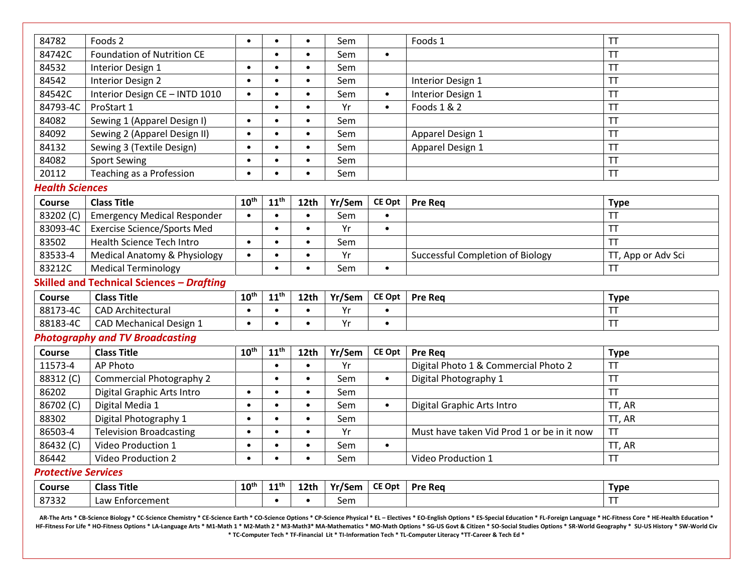| | | | | | | | | |
|---|---|---|---|---|---|---|---|---|
| 84782 | Foods 2 | • | • | • | Sem | | Foods 1 | TT |
| 84742C | Foundation of Nutrition CE | | • | • | Sem | • | | TT |
| 84532 | Interior Design 1 | • | • | • | Sem | | | TT |
| 84542 | Interior Design 2 | • | • | • | Sem | | Interior Design 1 | TT |
| 84542C | Interior Design CE – INTD 1010 | • | • | • | Sem | • | Interior Design 1 | TT |
| 84793-4C | ProStart 1 | | • | • | Yr | • | Foods 1 & 2 | TT |
| 84082 | Sewing 1 (Apparel Design I) | • | • | • | Sem | | | TT |
| 84092 | Sewing 2 (Apparel Design II) | • | • | • | Sem | | Apparel Design 1 | TT |
| 84132 | Sewing 3 (Textile Design) | • | • | • | Sem | | Apparel Design 1 | TT |
| 84082 | Sport Sewing | • | • | • | Sem | | | TT |
| 20112 | Teaching as a Profession | • | • | • | Sem | | | TT |

### *Health Sciences*

| Course | Class Title | 10th | 11th | 12th | Yr/Sem | CE Opt | Pre Req | Type |
|---|---|---|---|---|---|---|---|---|
| 83202 (C) | Emergency Medical Responder | • | • | • | Sem | • | | TT |
| 83093-4C | Exercise Science/Sports Med | | • | • | Yr | • | | TT |
| 83502 | Health Science Tech Intro | • | • | • | Sem | | | TT |
| 83533-4 | Medical Anatomy & Physiology | • | • | • | Yr | | Successful Completion of Biology | TT, App or Adv Sci |
| 83212C | Medical Terminology | | • | • | Sem | • | | TT |

### *Skilled and Technical Sciences – Drafting*

| Course | Class Title | 10th | 11th | 12th | Yr/Sem | CE Opt | Pre Req | Type |
|---|---|---|---|---|---|---|---|---|
| 88173-4C | CAD Architectural | • | • | • | Yr | • | | TT |
| 88183-4C | CAD Mechanical Design 1 | • | • | • | Yr | • | | TT |

### *Photography and TV Broadcasting*

| Course | Class Title | 10th | 11th | 12th | Yr/Sem | CE Opt | Pre Req | Type |
|---|---|---|---|---|---|---|---|---|
| 11573-4 | AP Photo | | • | • | Yr | | Digital Photo 1 & Commercial Photo 2 | TT |
| 88312 (C) | Commercial Photography 2 | | • | • | Sem | • | Digital Photography 1 | TT |
| 86202 | Digital Graphic Arts Intro | • | • | • | Sem | | | TT |
| 86702 (C) | Digital Media 1 | • | • | • | Sem | • | Digital Graphic Arts Intro | TT, AR |
| 88302 | Digital Photography 1 | • | • | • | Sem | | | TT, AR |
| 86503-4 | Television Broadcasting | • | • | • | Yr | | Must have taken Vid Prod 1 or be in it now | TT |
| 86432 (C) | Video Production 1 | • | • | • | Sem | • | | TT, AR |
| 86442 | Video Production 2 | • | • | • | Sem | | Video Production 1 | TT |

### *Protective Services*

| Course | Class Title | 10th | 11th | 12th | Yr/Sem | CE Opt | Pre Req | Type |
|---|---|---|---|---|---|---|---|---|
| 87332 | Law Enforcement | | • | • | Sem | | | TT |

AR-The Arts * CB-Science Biology * CC-Science Chemistry * CE-Science Earth * CO-Science Options * CP-Science Physical * EL – Electives * EO-English Options * ES-Special Education * FL-Foreign Language * HC-Fitness Core * HE-Health Education * HF-Fitness For Life * HO-Fitness Options * LA-Language Arts * M1-Math 1 * M2-Math 2 * M3-Math3* MA-Mathematics * MO-Math Options * SG-US Govt & Citizen * SO-Social Studies Options * SR-World Geography * SU-US History * SW-World Civ * TC-Computer Tech * TF-Financial Lit * TI-Information Tech * TL-Computer Literacy *TT-Career & Tech Ed *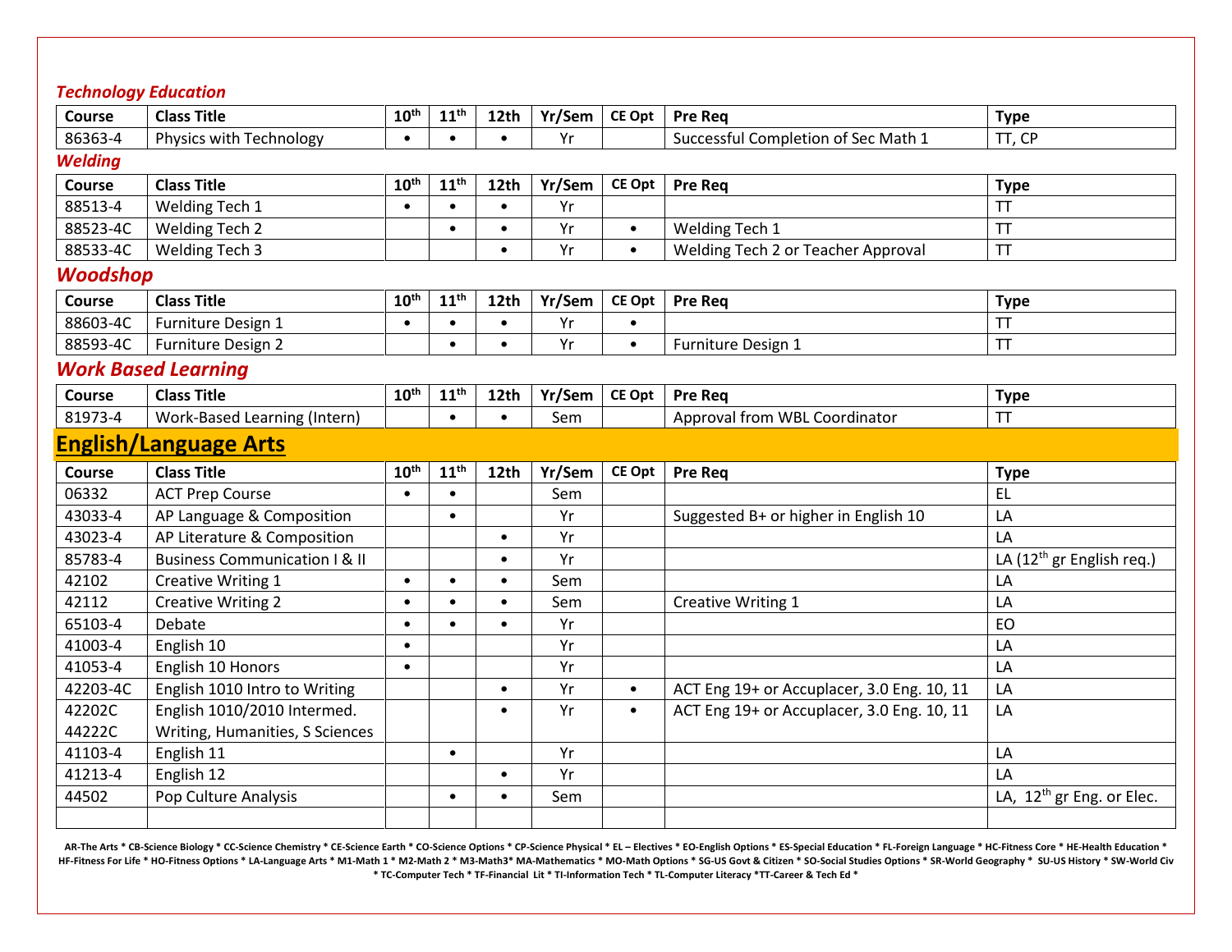### *Technology Education*

| Course | Class Title | 10th | 11th | 12th | Yr/Sem | CE Opt | Pre Req | Type |
|---|---|---|---|---|---|---|---|---|
| 86363-4 | Physics with Technology | • | • | • | Yr | | Successful Completion of Sec Math 1 | TT, CP |

### *Welding*

| Course | Class Title | 10th | 11th | 12th | Yr/Sem | CE Opt | Pre Req | Type |
|---|---|---|---|---|---|---|---|---|
| 88513-4 | Welding Tech 1 | • | • | • | Yr | | | TT |
| 88523-4C | Welding Tech 2 | | • | • | Yr | • | Welding Tech 1 | TT |
| 88533-4C | Welding Tech 3 | | | • | Yr | • | Welding Tech 2 or Teacher Approval | TT |

### *Woodshop*

| Course | Class Title | 10th | 11th | 12th | Yr/Sem | CE Opt | Pre Req | Type |
|---|---|---|---|---|---|---|---|---|
| 88603-4C | Furniture Design 1 | • | • | • | Yr | • | | TT |
| 88593-4C | Furniture Design 2 | | • | • | Yr | • | Furniture Design 1 | TT |

### *Work Based Learning*

| Course | Class Title | 10th | 11th | 12th | Yr/Sem | CE Opt | Pre Req | Type |
|---|---|---|---|---|---|---|---|---|
| 81973-4 | Work-Based Learning (Intern) | | • | • | Sem | | Approval from WBL Coordinator | TT |

## English/Language Arts

| Course | Class Title | 10th | 11th | 12th | Yr/Sem | CE Opt | Pre Req | Type |
|---|---|---|---|---|---|---|---|---|
| 06332 | ACT Prep Course | • | • | | Sem | | | EL |
| 43033-4 | AP Language & Composition | | • | | Yr | | Suggested B+ or higher in English 10 | LA |
| 43023-4 | AP Literature & Composition | | | • | Yr | | | LA |
| 85783-4 | Business Communication I & II | | | • | Yr | | | LA (12th gr English req.) |
| 42102 | Creative Writing 1 | • | • | • | Sem | | | LA |
| 42112 | Creative Writing 2 | • | • | • | Sem | | Creative Writing 1 | LA |
| 65103-4 | Debate | • | • | • | Yr | | | EO |
| 41003-4 | English 10 | • | | | Yr | | | LA |
| 41053-4 | English 10 Honors | • | | | Yr | | | LA |
| 42203-4C | English 1010 Intro to Writing | | | • | Yr | • | ACT Eng 19+ or Accuplacer, 3.0 Eng. 10, 11 | LA |
| 42202C 44222C | English 1010/2010 Intermed. Writing, Humanities, S Sciences | | | • | Yr | • | ACT Eng 19+ or Accuplacer, 3.0 Eng. 10, 11 | LA |
| 41103-4 | English 11 | | • | | Yr | | | LA |
| 41213-4 | English 12 | | | • | Yr | | | LA |
| 44502 | Pop Culture Analysis | | • | • | Sem | | | LA, 12th gr Eng. or Elec. |
| | | | | | | | | |

AR-The Arts * CB-Science Biology * CC-Science Chemistry * CE-Science Earth * CO-Science Options * CP-Science Physical * EL – Electives * EO-English Options * ES-Special Education * FL-Foreign Language * HC-Fitness Core * HE-Health Education * HF-Fitness For Life * HO-Fitness Options * LA-Language Arts * M1-Math 1 * M2-Math 2 * M3-Math3* MA-Mathematics * MO-Math Options * SG-US Govt & Citizen * SO-Social Studies Options * SR-World Geography * SU-US History * SW-World Civ * TC-Computer Tech * TF-Financial Lit * TI-Information Tech * TL-Computer Literacy *TT-Career & Tech Ed *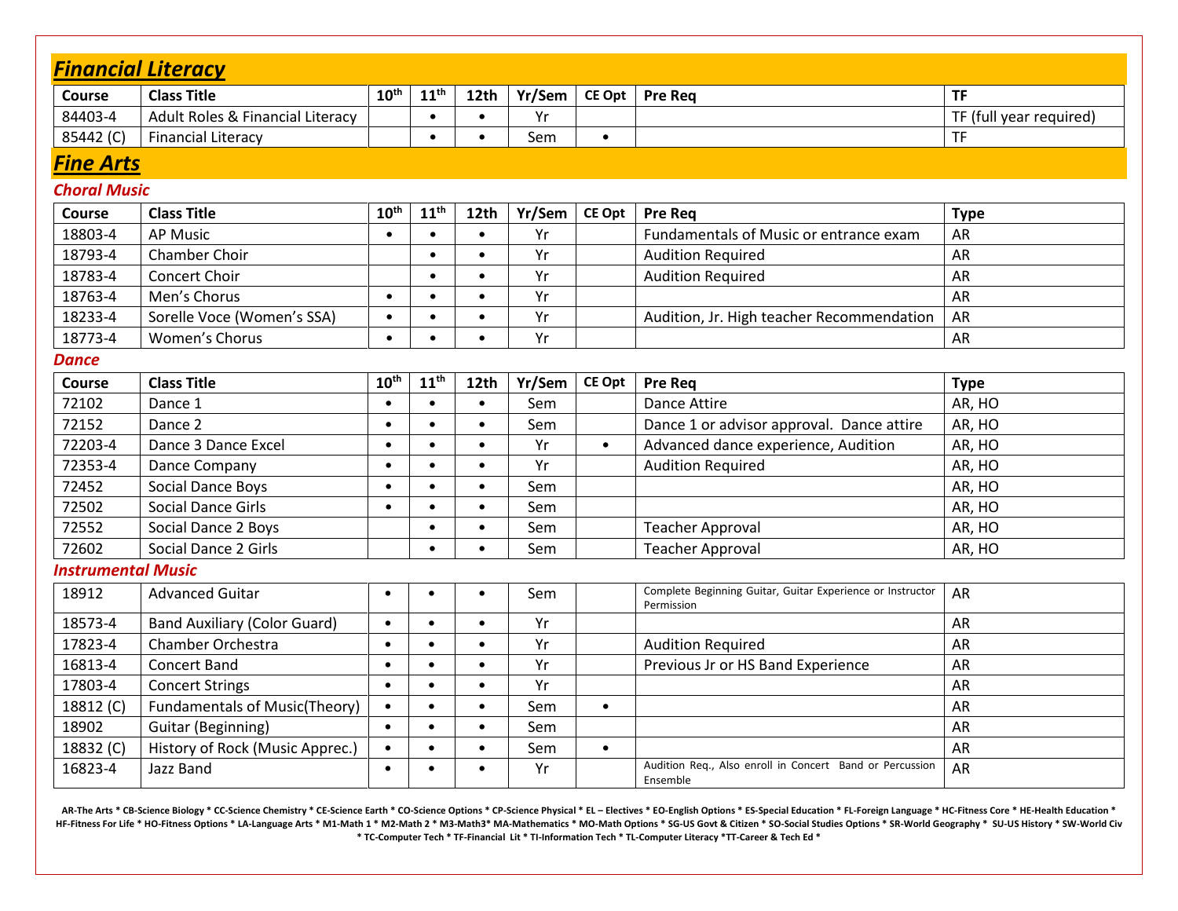## *Financial Literacy*

| Course | Class Title | 10th | 11th | 12th | Yr/Sem | CE Opt | Pre Req | TF |
|---|---|---|---|---|---|---|---|---|
| 84403-4 | Adult Roles & Financial Literacy | | • | • | Yr | | | TF (full year required) |
| 85442 (C) | Financial Literacy | | • | • | Sem | • | | TF |

## *Fine Arts*

### *Choral Music*

| Course | Class Title | 10th | 11th | 12th | Yr/Sem | CE Opt | Pre Req | Type |
|---|---|---|---|---|---|---|---|---|
| 18803-4 | AP Music | • | • | • | Yr | | Fundamentals of Music or entrance exam | AR |
| 18793-4 | Chamber Choir | | • | • | Yr | | Audition Required | AR |
| 18783-4 | Concert Choir | | • | • | Yr | | Audition Required | AR |
| 18763-4 | Men's Chorus | • | • | • | Yr | | | AR |
| 18233-4 | Sorelle Voce (Women's SSA) | • | • | • | Yr | | Audition, Jr. High teacher Recommendation | AR |
| 18773-4 | Women's Chorus | • | • | • | Yr | | | AR |

### *Dance*

| Course | Class Title | 10th | 11th | 12th | Yr/Sem | CE Opt | Pre Req | Type |
|---|---|---|---|---|---|---|---|---|
| 72102 | Dance 1 | • | • | • | Sem | | Dance Attire | AR, HO |
| 72152 | Dance 2 | • | • | • | Sem | | Dance 1 or advisor approval. Dance attire | AR, HO |
| 72203-4 | Dance 3 Dance Excel | • | • | • | Yr | • | Advanced dance experience, Audition | AR, HO |
| 72353-4 | Dance Company | • | • | • | Yr | | Audition Required | AR, HO |
| 72452 | Social Dance Boys | • | • | • | Sem | | | AR, HO |
| 72502 | Social Dance Girls | • | • | • | Sem | | | AR, HO |
| 72552 | Social Dance 2 Boys | | • | • | Sem | | Teacher Approval | AR, HO |
| 72602 | Social Dance 2 Girls | | • | • | Sem | | Teacher Approval | AR, HO |

### *Instrumental Music*

| | | | | | | | | |
|---|---|---|---|---|---|---|---|---|
| 18912 | Advanced Guitar | • | • | • | Sem | | Complete Beginning Guitar, Guitar Experience or Instructor Permission | AR |
| 18573-4 | Band Auxiliary (Color Guard) | • | • | • | Yr | | | AR |
| 17823-4 | Chamber Orchestra | • | • | • | Yr | | Audition Required | AR |
| 16813-4 | Concert Band | • | • | • | Yr | | Previous Jr or HS Band Experience | AR |
| 17803-4 | Concert Strings | • | • | • | Yr | | | AR |
| 18812 (C) | Fundamentals of Music(Theory) | • | • | • | Sem | • | | AR |
| 18902 | Guitar (Beginning) | • | • | • | Sem | | | AR |
| 18832 (C) | History of Rock (Music Apprec.) | • | • | • | Sem | • | | AR |
| 16823-4 | Jazz Band | • | • | • | Yr | | Audition Req., Also enroll in Concert Band or Percussion Ensemble | AR |

AR-The Arts * CB-Science Biology * CC-Science Chemistry * CE-Science Earth * CO-Science Options * CP-Science Physical * EL – Electives * EO-English Options * ES-Special Education * FL-Foreign Language * HC-Fitness Core * HE-Health Education * HF-Fitness For Life * HO-Fitness Options * LA-Language Arts * M1-Math 1 * M2-Math 2 * M3-Math3* MA-Mathematics * MO-Math Options * SG-US Govt & Citizen * SO-Social Studies Options * SR-World Geography * SU-US History * SW-World Civ * TC-Computer Tech * TF-Financial Lit * TI-Information Tech * TL-Computer Literacy *TT-Career & Tech Ed *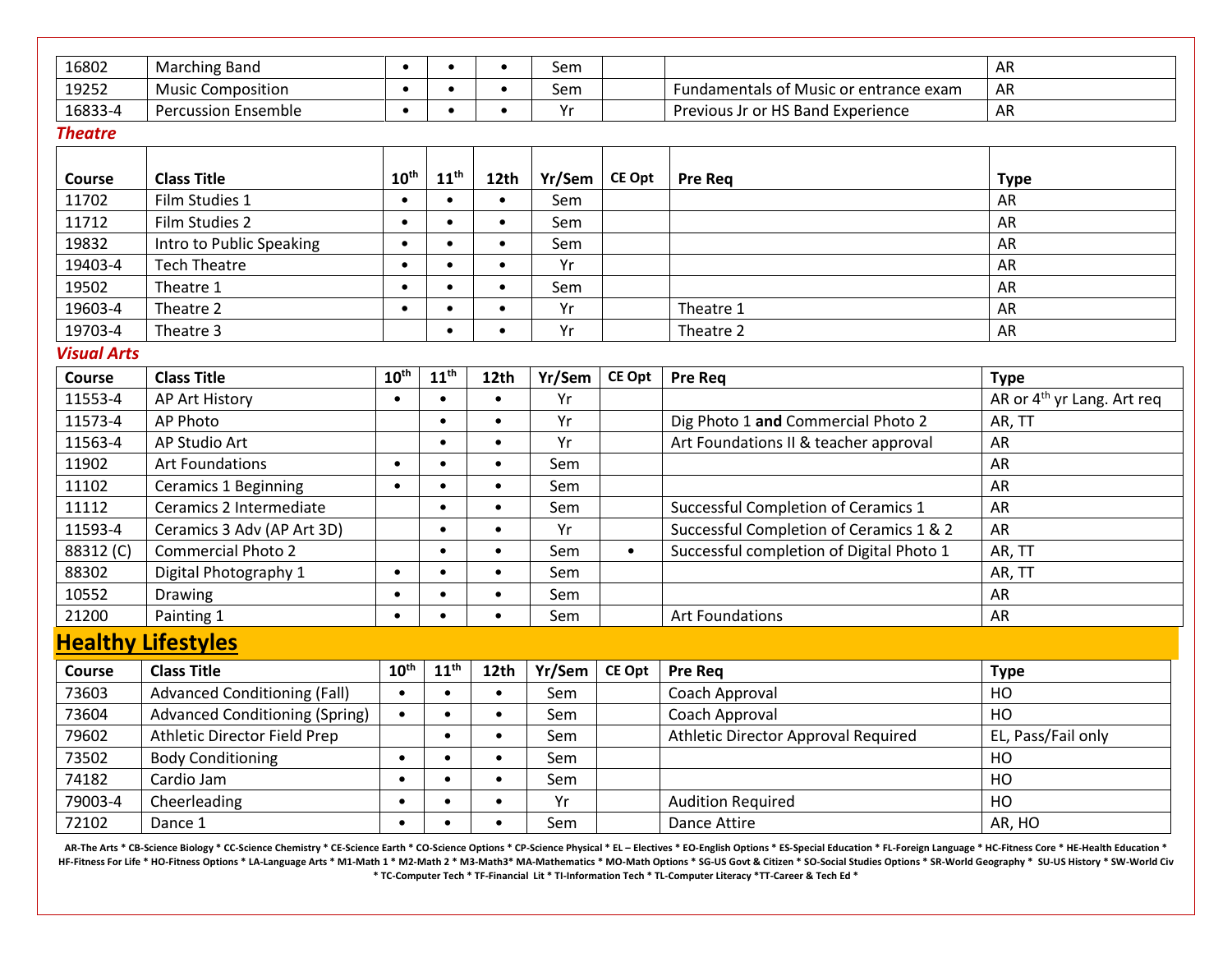| | | | | | | | | |
|---|---|---|---|---|---|---|---|---|
| 16802 | Marching Band | • | • | • | Sem | | | AR |
| 19252 | Music Composition | • | • | • | Sem | | Fundamentals of Music or entrance exam | AR |
| 16833-4 | Percussion Ensemble | • | • | • | Yr | | Previous Jr or HS Band Experience | AR |

### *Theatre*

| Course | Class Title | 10th | 11th | 12th | Yr/Sem | CE Opt | Pre Req | Type |
|---|---|---|---|---|---|---|---|---|
| 11702 | Film Studies 1 | • | • | • | Sem | | | AR |
| 11712 | Film Studies 2 | • | • | • | Sem | | | AR |
| 19832 | Intro to Public Speaking | • | • | • | Sem | | | AR |
| 19403-4 | Tech Theatre | • | • | • | Yr | | | AR |
| 19502 | Theatre 1 | • | • | • | Sem | | | AR |
| 19603-4 | Theatre 2 | • | • | • | Yr | | Theatre 1 | AR |
| 19703-4 | Theatre 3 | | • | • | Yr | | Theatre 2 | AR |

### *Visual Arts*

| Course | Class Title | 10th | 11th | 12th | Yr/Sem | CE Opt | Pre Req | Type |
|---|---|---|---|---|---|---|---|---|
| 11553-4 | AP Art History | • | • | • | Yr | | | AR or 4th yr Lang. Art req |
| 11573-4 | AP Photo | | • | • | Yr | | Dig Photo 1 **and** Commercial Photo 2 | AR, TT |
| 11563-4 | AP Studio Art | | • | • | Yr | | Art Foundations II & teacher approval | AR |
| 11902 | Art Foundations | • | • | • | Sem | | | AR |
| 11102 | Ceramics 1 Beginning | • | • | • | Sem | | | AR |
| 11112 | Ceramics 2 Intermediate | | • | • | Sem | | Successful Completion of Ceramics 1 | AR |
| 11593-4 | Ceramics 3 Adv (AP Art 3D) | | • | • | Yr | | Successful Completion of Ceramics 1 & 2 | AR |
| 88312 (C) | Commercial Photo 2 | | • | • | Sem | • | Successful completion of Digital Photo 1 | AR, TT |
| 88302 | Digital Photography 1 | • | • | • | Sem | | | AR, TT |
| 10552 | Drawing | • | • | • | Sem | | | AR |
| 21200 | Painting 1 | • | • | • | Sem | | Art Foundations | AR |

## Healthy Lifestyles

| Course | Class Title | 10th | 11th | 12th | Yr/Sem | CE Opt | Pre Req | Type |
|---|---|---|---|---|---|---|---|---|
| 73603 | Advanced Conditioning (Fall) | • | • | • | Sem | | Coach Approval | HO |
| 73604 | Advanced Conditioning (Spring) | • | • | • | Sem | | Coach Approval | HO |
| 79602 | Athletic Director Field Prep | | • | • | Sem | | Athletic Director Approval Required | EL, Pass/Fail only |
| 73502 | Body Conditioning | • | • | • | Sem | | | HO |
| 74182 | Cardio Jam | • | • | • | Sem | | | HO |
| 79003-4 | Cheerleading | • | • | • | Yr | | Audition Required | HO |
| 72102 | Dance 1 | • | • | • | Sem | | Dance Attire | AR, HO |

AR-The Arts * CB-Science Biology * CC-Science Chemistry * CE-Science Earth * CO-Science Options * CP-Science Physical * EL – Electives * EO-English Options * ES-Special Education * FL-Foreign Language * HC-Fitness Core * HE-Health Education * HF-Fitness For Life * HO-Fitness Options * LA-Language Arts * M1-Math 1 * M2-Math 2 * M3-Math3* MA-Mathematics * MO-Math Options * SG-US Govt & Citizen * SO-Social Studies Options * SR-World Geography * SU-US History * SW-World Civ * TC-Computer Tech * TF-Financial Lit * TI-Information Tech * TL-Computer Literacy *TT-Career & Tech Ed *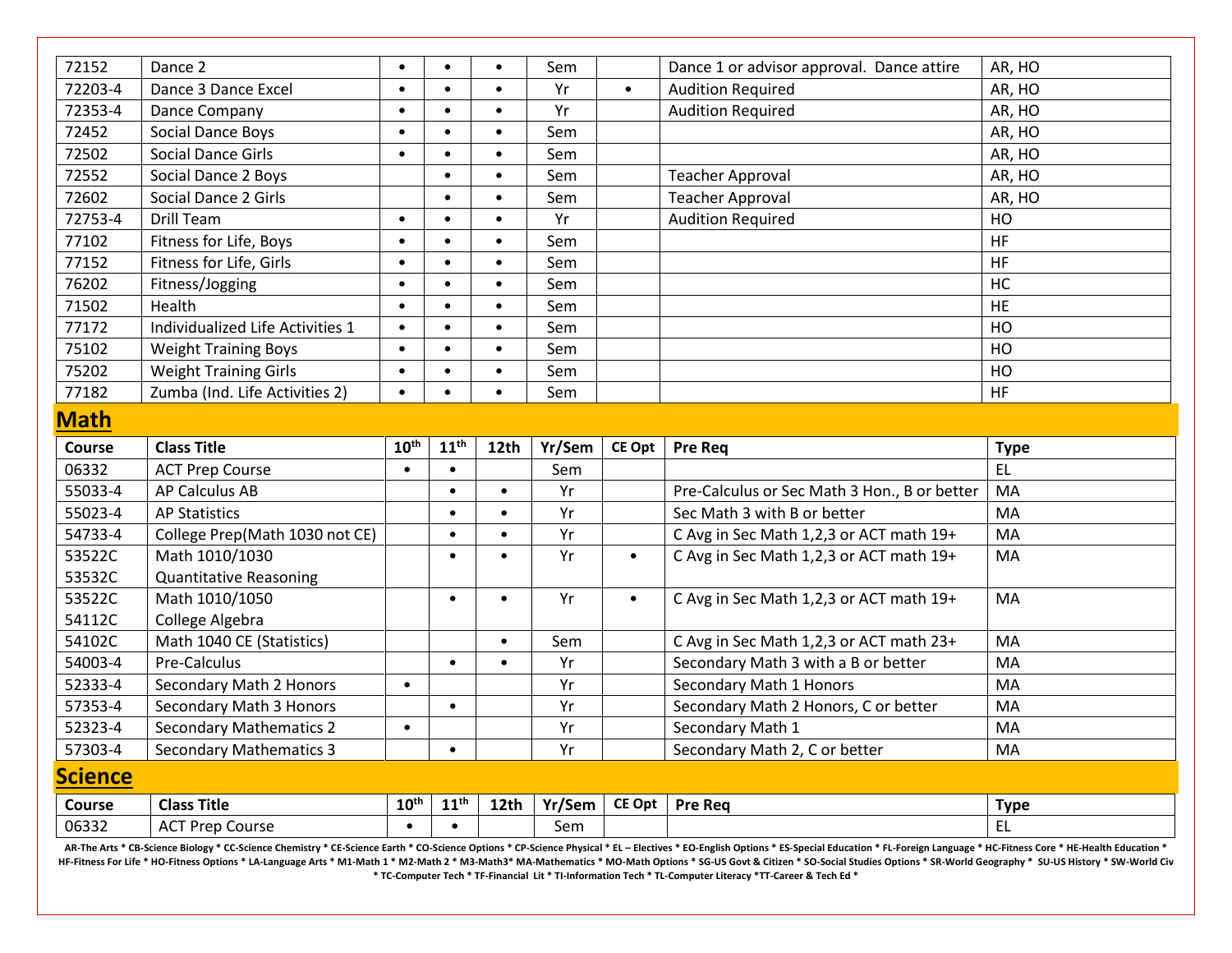| | | | | | | | | |
|---|---|---|---|---|---|---|---|---|
| 72152 | Dance 2 | • | • | • | Sem | | Dance 1 or advisor approval. Dance attire | AR, HO |
| 72203-4 | Dance 3 Dance Excel | • | • | • | Yr | • | Audition Required | AR, HO |
| 72353-4 | Dance Company | • | • | • | Yr | | Audition Required | AR, HO |
| 72452 | Social Dance Boys | • | • | • | Sem | | | AR, HO |
| 72502 | Social Dance Girls | • | • | • | Sem | | | AR, HO |
| 72552 | Social Dance 2 Boys | | • | • | Sem | | Teacher Approval | AR, HO |
| 72602 | Social Dance 2 Girls | | • | • | Sem | | Teacher Approval | AR, HO |
| 72753-4 | Drill Team | • | • | • | Yr | | Audition Required | HO |
| 77102 | Fitness for Life, Boys | • | • | • | Sem | | | HF |
| 77152 | Fitness for Life, Girls | • | • | • | Sem | | | HF |
| 76202 | Fitness/Jogging | • | • | • | Sem | | | HC |
| 71502 | Health | • | • | • | Sem | | | HE |
| 77172 | Individualized Life Activities 1 | • | • | • | Sem | | | HO |
| 75102 | Weight Training Boys | • | • | • | Sem | | | HO |
| 75202 | Weight Training Girls | • | • | • | Sem | | | HO |
| 77182 | Zumba (Ind. Life Activities 2) | • | • | • | Sem | | | HF |

## Math

| Course | Class Title | 10th | 11th | 12th | Yr/Sem | CE Opt | Pre Req | Type |
|---|---|---|---|---|---|---|---|---|
| 06332 | ACT Prep Course | • | • | | Sem | | | EL |
| 55033-4 | AP Calculus AB | | • | • | Yr | | Pre-Calculus or Sec Math 3 Hon., B or better | MA |
| 55023-4 | AP Statistics | | • | • | Yr | | Sec Math 3 with B or better | MA |
| 54733-4 | College Prep(Math 1030 not CE) | | • | • | Yr | | C Avg in Sec Math 1,2,3 or ACT math 19+ | MA |
| 53522C<br>53532C | Math 1010/1030<br>Quantitative Reasoning | | • | • | Yr | • | C Avg in Sec Math 1,2,3 or ACT math 19+ | MA |
| 53522C<br>54112C | Math 1010/1050<br>College Algebra | | • | • | Yr | • | C Avg in Sec Math 1,2,3 or ACT math 19+ | MA |
| 54102C | Math 1040 CE (Statistics) | | | • | Sem | | C Avg in Sec Math 1,2,3 or ACT math 23+ | MA |
| 54003-4 | Pre-Calculus | | • | • | Yr | | Secondary Math 3 with a B or better | MA |
| 52333-4 | Secondary Math 2 Honors | • | | | Yr | | Secondary Math 1 Honors | MA |
| 57353-4 | Secondary Math 3 Honors | | • | | Yr | | Secondary Math 2 Honors, C or better | MA |
| 52323-4 | Secondary Mathematics 2 | • | | | Yr | | Secondary Math 1 | MA |
| 57303-4 | Secondary Mathematics 3 | | • | | Yr | | Secondary Math 2, C or better | MA |

## Science

| Course | Class Title | 10th | 11th | 12th | Yr/Sem | CE Opt | Pre Req | Type |
|---|---|---|---|---|---|---|---|---|
| 06332 | ACT Prep Course | • | • | | Sem | | | EL |

AR-The Arts * CB-Science Biology * CC-Science Chemistry * CE-Science Earth * CO-Science Options * CP-Science Physical * EL – Electives * EO-English Options * ES-Special Education * FL-Foreign Language * HC-Fitness Core * HE-Health Education * HF-Fitness For Life * HO-Fitness Options * LA-Language Arts * M1-Math 1 * M2-Math 2 * M3-Math3* MA-Mathematics * MO-Math Options * SG-US Govt & Citizen * SO-Social Studies Options * SR-World Geography * SU-US History * SW-World Civ * TC-Computer Tech * TF-Financial Lit * TI-Information Tech * TL-Computer Literacy *TT-Career & Tech Ed *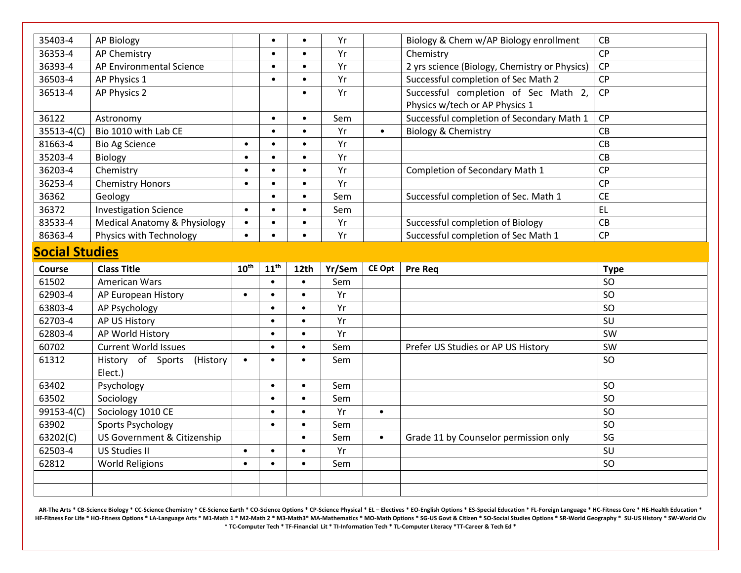| | | | | | | | | |
|---|---|---|---|---|---|---|---|---|
| 35403-4 | AP Biology | | • | • | Yr | | Biology & Chem w/AP Biology enrollment | CB |
| 36353-4 | AP Chemistry | | • | • | Yr | | Chemistry | CP |
| 36393-4 | AP Environmental Science | | • | • | Yr | | 2 yrs science (Biology, Chemistry or Physics) | CP |
| 36503-4 | AP Physics 1 | | • | • | Yr | | Successful completion of Sec Math 2 | CP |
| 36513-4 | AP Physics 2 | | | • | Yr | | Successful completion of Sec Math 2, Physics w/tech or AP Physics 1 | CP |
| 36122 | Astronomy | | • | • | Sem | | Successful completion of Secondary Math 1 | CP |
| 35513-4(C) | Bio 1010 with Lab CE | | • | • | Yr | • | Biology & Chemistry | CB |
| 81663-4 | Bio Ag Science | • | • | • | Yr | | | CB |
| 35203-4 | Biology | • | • | • | Yr | | | CB |
| 36203-4 | Chemistry | • | • | • | Yr | | Completion of Secondary Math 1 | CP |
| 36253-4 | Chemistry Honors | • | • | • | Yr | | | CP |
| 36362 | Geology | | • | • | Sem | | Successful completion of Sec. Math 1 | CE |
| 36372 | Investigation Science | • | • | • | Sem | | | EL |
| 83533-4 | Medical Anatomy & Physiology | • | • | • | Yr | | Successful completion of Biology | CB |
| 86363-4 | Physics with Technology | • | • | • | Yr | | Successful completion of Sec Math 1 | CP |

## Social Studies

| Course | Class Title | 10th | 11th | 12th | Yr/Sem | CE Opt | Pre Req | Type |
|---|---|---|---|---|---|---|---|---|
| 61502 | American Wars | | • | • | Sem | | | SO |
| 62903-4 | AP European History | • | • | • | Yr | | | SO |
| 63803-4 | AP Psychology | | • | • | Yr | | | SO |
| 62703-4 | AP US History | | • | • | Yr | | | SU |
| 62803-4 | AP World History | | • | • | Yr | | | SW |
| 60702 | Current World Issues | | • | • | Sem | | Prefer US Studies or AP US History | SW |
| 61312 | History of Sports (History Elect.) | • | • | • | Sem | | | SO |
| 63402 | Psychology | | • | • | Sem | | | SO |
| 63502 | Sociology | | • | • | Sem | | | SO |
| 99153-4(C) | Sociology 1010 CE | | • | • | Yr | • | | SO |
| 63902 | Sports Psychology | | • | • | Sem | | | SO |
| 63202(C) | US Government & Citizenship | | | • | Sem | • | Grade 11 by Counselor permission only | SG |
| 62503-4 | US Studies II | • | • | • | Yr | | | SU |
| 62812 | World Religions | • | • | • | Sem | | | SO |
| | | | | | | | | |
| | | | | | | | | |

AR-The Arts * CB-Science Biology * CC-Science Chemistry * CE-Science Earth * CO-Science Options * CP-Science Physical * EL – Electives * EO-English Options * ES-Special Education * FL-Foreign Language * HC-Fitness Core * HE-Health Education * HF-Fitness For Life * HO-Fitness Options * LA-Language Arts * M1-Math 1 * M2-Math 2 * M3-Math3* MA-Mathematics * MO-Math Options * SG-US Govt & Citizen * SO-Social Studies Options * SR-World Geography * SU-US History * SW-World Civ * TC-Computer Tech * TF-Financial Lit * TI-Information Tech * TL-Computer Literacy *TT-Career & Tech Ed *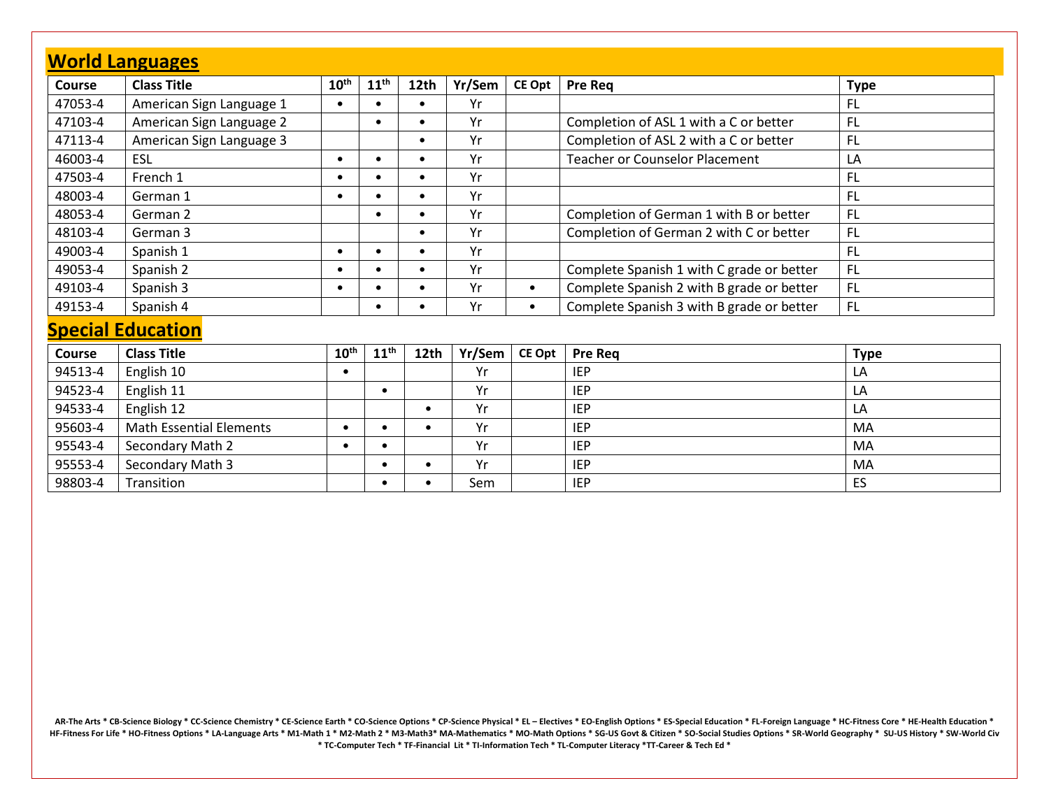## World Languages

| Course | Class Title | 10th | 11th | 12th | Yr/Sem | CE Opt | Pre Req | Type |
|---|---|---|---|---|---|---|---|---|
| 47053-4 | American Sign Language 1 | • | • | • | Yr | | | FL |
| 47103-4 | American Sign Language 2 | | • | • | Yr | | Completion of ASL 1 with a C or better | FL |
| 47113-4 | American Sign Language 3 | | | • | Yr | | Completion of ASL 2 with a C or better | FL |
| 46003-4 | ESL | • | • | • | Yr | | Teacher or Counselor Placement | LA |
| 47503-4 | French 1 | • | • | • | Yr | | | FL |
| 48003-4 | German 1 | • | • | • | Yr | | | FL |
| 48053-4 | German 2 | | • | • | Yr | | Completion of German 1 with B or better | FL |
| 48103-4 | German 3 | | | • | Yr | | Completion of German 2 with C or better | FL |
| 49003-4 | Spanish 1 | • | • | • | Yr | | | FL |
| 49053-4 | Spanish 2 | • | • | • | Yr | | Complete Spanish 1 with C grade or better | FL |
| 49103-4 | Spanish 3 | • | • | • | Yr | • | Complete Spanish 2 with B grade or better | FL |
| 49153-4 | Spanish 4 | | • | • | Yr | • | Complete Spanish 3 with B grade or better | FL |

## Special Education

| Course | Class Title | 10th | 11th | 12th | Yr/Sem | CE Opt | Pre Req | Type |
|---|---|---|---|---|---|---|---|---|
| 94513-4 | English 10 | • | | | Yr | | IEP | LA |
| 94523-4 | English 11 | | • | | Yr | | IEP | LA |
| 94533-4 | English 12 | | | • | Yr | | IEP | LA |
| 95603-4 | Math Essential Elements | • | • | • | Yr | | IEP | MA |
| 95543-4 | Secondary Math 2 | • | • | | Yr | | IEP | MA |
| 95553-4 | Secondary Math 3 | | • | • | Yr | | IEP | MA |
| 98803-4 | Transition | | • | • | Sem | | IEP | ES |

AR-The Arts * CB-Science Biology * CC-Science Chemistry * CE-Science Earth * CO-Science Options * CP-Science Physical * EL – Electives * EO-English Options * ES-Special Education * FL-Foreign Language * HC-Fitness Core * HE-Health Education * HF-Fitness For Life * HO-Fitness Options * LA-Language Arts * M1-Math 1 * M2-Math 2 * M3-Math3* MA-Mathematics * MO-Math Options * SG-US Govt & Citizen * SO-Social Studies Options * SR-World Geography * SU-US History * SW-World Civ * TC-Computer Tech * TF-Financial Lit * TI-Information Tech * TL-Computer Literacy *TT-Career & Tech Ed *